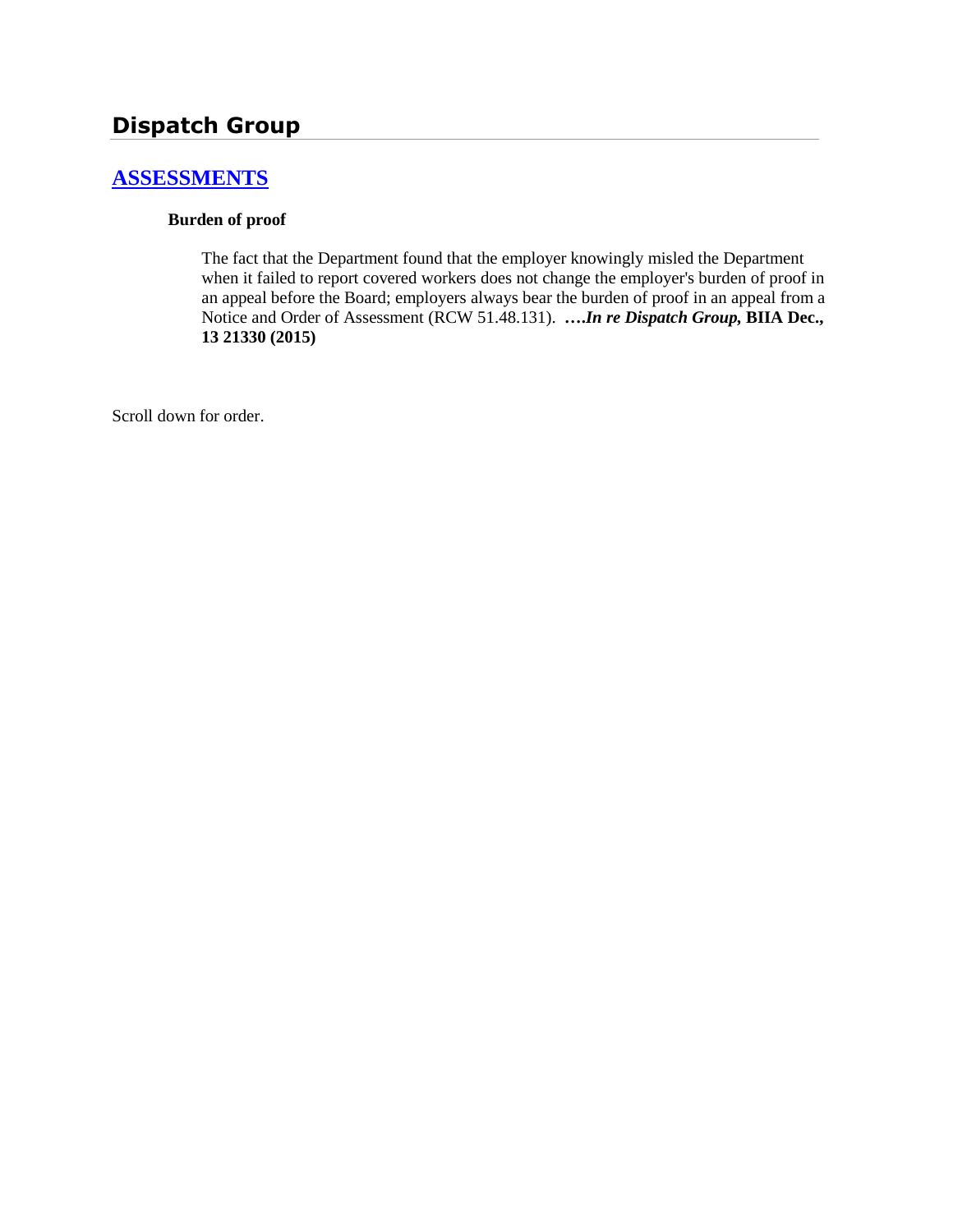# Dispatch Group

## ASSESSMENTS

### Burden of proof

The fact that the Department found that the employer knowingly misled the Department when it failed to report covered workers does not change the employer's burden of proof in an appeal before the Board; employers always bear the burden of proof in an appeal from a Notice and Order of Assessment (RCW 51.48.131). ***….In re Dispatch Group,* BIIA Dec., 13 21330 (2015)**

Scroll down for order.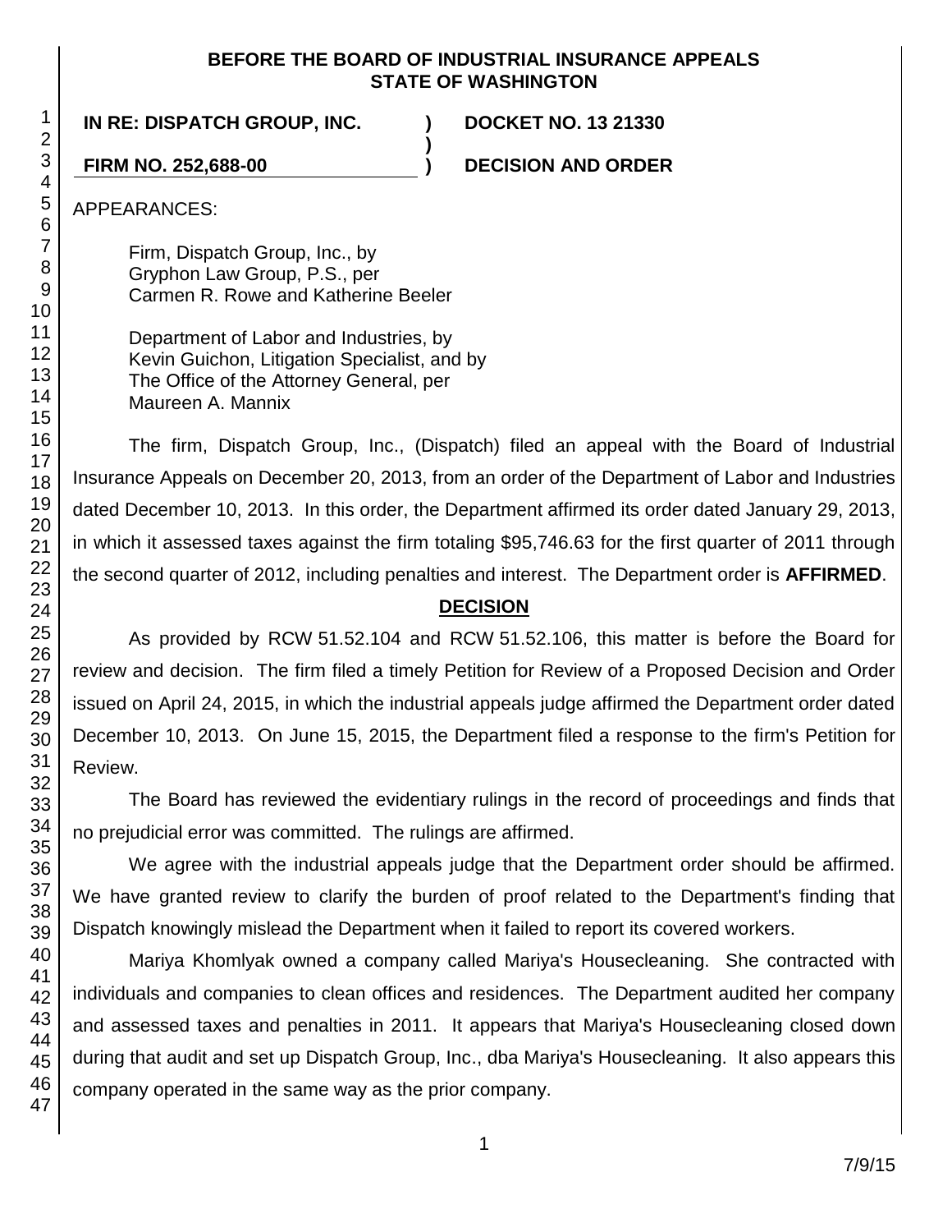**BEFORE THE BOARD OF INDUSTRIAL INSURANCE APPEALS**
**STATE OF WASHINGTON**

| | | |
|---|---|---|
| **IN RE: DISPATCH GROUP, INC.** | **)** | **DOCKET NO. 13 21330** |
| | **)** | |
| **FIRM NO. 252,688-00** | **)** | **DECISION AND ORDER** |

APPEARANCES:

Firm, Dispatch Group, Inc., by
Gryphon Law Group, P.S., per
Carmen R. Rowe and Katherine Beeler

Department of Labor and Industries, by
Kevin Guichon, Litigation Specialist, and by
The Office of the Attorney General, per
Maureen A. Mannix

The firm, Dispatch Group, Inc., (Dispatch) filed an appeal with the Board of Industrial Insurance Appeals on December 20, 2013, from an order of the Department of Labor and Industries dated December 10, 2013. In this order, the Department affirmed its order dated January 29, 2013, in which it assessed taxes against the firm totaling $95,746.63 for the first quarter of 2011 through the second quarter of 2012, including penalties and interest. The Department order is **AFFIRMED**.

## DECISION

As provided by RCW 51.52.104 and RCW 51.52.106, this matter is before the Board for review and decision. The firm filed a timely Petition for Review of a Proposed Decision and Order issued on April 24, 2015, in which the industrial appeals judge affirmed the Department order dated December 10, 2013. On June 15, 2015, the Department filed a response to the firm's Petition for Review.

The Board has reviewed the evidentiary rulings in the record of proceedings and finds that no prejudicial error was committed. The rulings are affirmed.

We agree with the industrial appeals judge that the Department order should be affirmed. We have granted review to clarify the burden of proof related to the Department's finding that Dispatch knowingly mislead the Department when it failed to report its covered workers.

Mariya Khomlyak owned a company called Mariya's Housecleaning. She contracted with individuals and companies to clean offices and residences. The Department audited her company and assessed taxes and penalties in 2011. It appears that Mariya's Housecleaning closed down during that audit and set up Dispatch Group, Inc., dba Mariya's Housecleaning. It also appears this company operated in the same way as the prior company.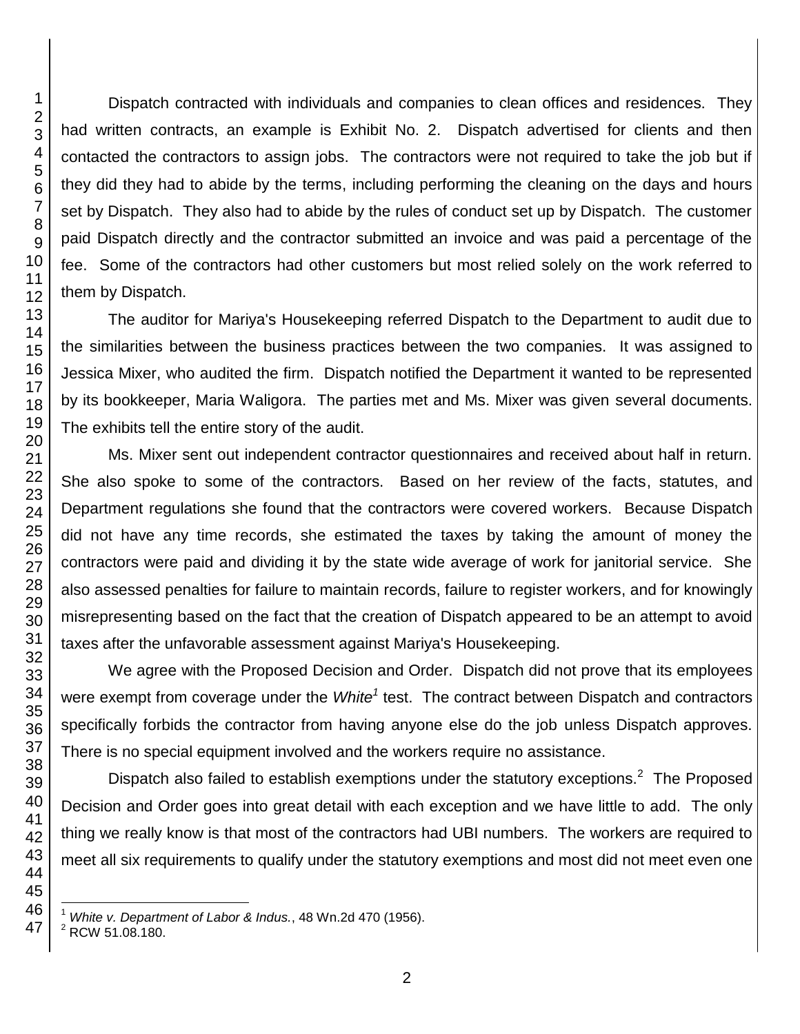Dispatch contracted with individuals and companies to clean offices and residences. They had written contracts, an example is Exhibit No. 2. Dispatch advertised for clients and then contacted the contractors to assign jobs. The contractors were not required to take the job but if they did they had to abide by the terms, including performing the cleaning on the days and hours set by Dispatch. They also had to abide by the rules of conduct set up by Dispatch. The customer paid Dispatch directly and the contractor submitted an invoice and was paid a percentage of the fee. Some of the contractors had other customers but most relied solely on the work referred to them by Dispatch.

The auditor for Mariya's Housekeeping referred Dispatch to the Department to audit due to the similarities between the business practices between the two companies. It was assigned to Jessica Mixer, who audited the firm. Dispatch notified the Department it wanted to be represented by its bookkeeper, Maria Waligora. The parties met and Ms. Mixer was given several documents. The exhibits tell the entire story of the audit.

Ms. Mixer sent out independent contractor questionnaires and received about half in return. She also spoke to some of the contractors. Based on her review of the facts, statutes, and Department regulations she found that the contractors were covered workers. Because Dispatch did not have any time records, she estimated the taxes by taking the amount of money the contractors were paid and dividing it by the state wide average of work for janitorial service. She also assessed penalties for failure to maintain records, failure to register workers, and for knowingly misrepresenting based on the fact that the creation of Dispatch appeared to be an attempt to avoid taxes after the unfavorable assessment against Mariya's Housekeeping.

We agree with the Proposed Decision and Order. Dispatch did not prove that its employees were exempt from coverage under the *White*[1] test. The contract between Dispatch and contractors specifically forbids the contractor from having anyone else do the job unless Dispatch approves. There is no special equipment involved and the workers require no assistance.

Dispatch also failed to establish exemptions under the statutory exceptions.[2] The Proposed Decision and Order goes into great detail with each exception and we have little to add. The only thing we really know is that most of the contractors had UBI numbers. The workers are required to meet all six requirements to qualify under the statutory exemptions and most did not meet even one

---

[1] *White v. Department of Labor & Indus.*, 48 Wn.2d 470 (1956).

[2] RCW 51.08.180.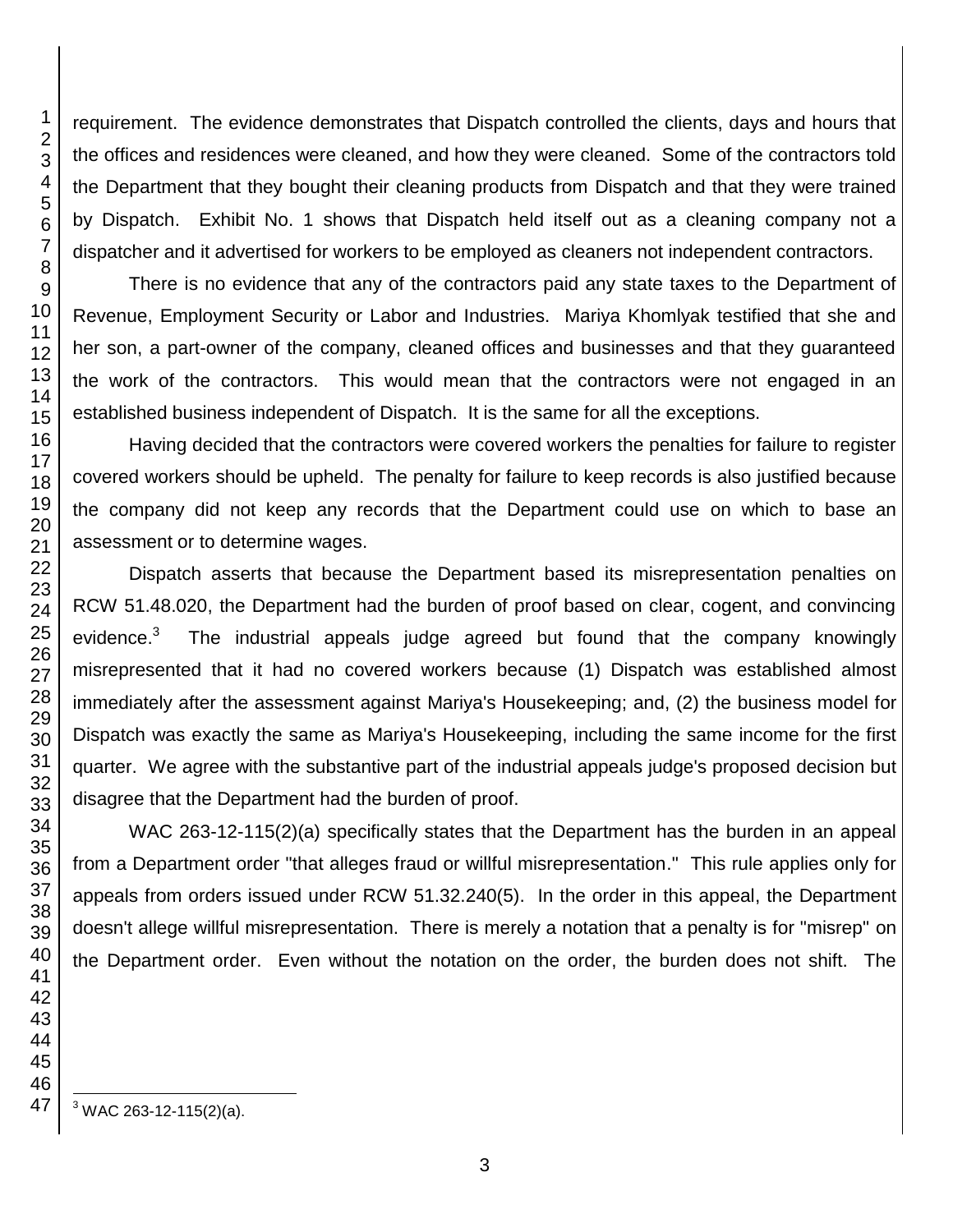requirement. The evidence demonstrates that Dispatch controlled the clients, days and hours that the offices and residences were cleaned, and how they were cleaned. Some of the contractors told the Department that they bought their cleaning products from Dispatch and that they were trained by Dispatch. Exhibit No. 1 shows that Dispatch held itself out as a cleaning company not a dispatcher and it advertised for workers to be employed as cleaners not independent contractors.

There is no evidence that any of the contractors paid any state taxes to the Department of Revenue, Employment Security or Labor and Industries. Mariya Khomlyak testified that she and her son, a part-owner of the company, cleaned offices and businesses and that they guaranteed the work of the contractors. This would mean that the contractors were not engaged in an established business independent of Dispatch. It is the same for all the exceptions.

Having decided that the contractors were covered workers the penalties for failure to register covered workers should be upheld. The penalty for failure to keep records is also justified because the company did not keep any records that the Department could use on which to base an assessment or to determine wages.

Dispatch asserts that because the Department based its misrepresentation penalties on RCW 51.48.020, the Department had the burden of proof based on clear, cogent, and convincing evidence.[3] The industrial appeals judge agreed but found that the company knowingly misrepresented that it had no covered workers because (1) Dispatch was established almost immediately after the assessment against Mariya's Housekeeping; and, (2) the business model for Dispatch was exactly the same as Mariya's Housekeeping, including the same income for the first quarter. We agree with the substantive part of the industrial appeals judge's proposed decision but disagree that the Department had the burden of proof.

WAC 263-12-115(2)(a) specifically states that the Department has the burden in an appeal from a Department order "that alleges fraud or willful misrepresentation." This rule applies only for appeals from orders issued under RCW 51.32.240(5). In the order in this appeal, the Department doesn't allege willful misrepresentation. There is merely a notation that a penalty is for "misrep" on the Department order. Even without the notation on the order, the burden does not shift. The

[3] WAC 263-12-115(2)(a).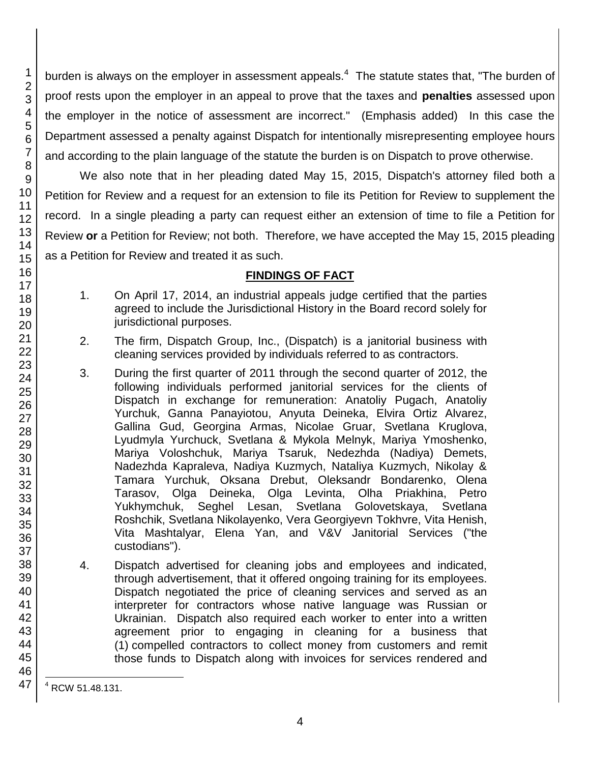burden is always on the employer in assessment appeals.[4] The statute states that, "The burden of proof rests upon the employer in an appeal to prove that the taxes and **penalties** assessed upon the employer in the notice of assessment are incorrect." (Emphasis added) In this case the Department assessed a penalty against Dispatch for intentionally misrepresenting employee hours and according to the plain language of the statute the burden is on Dispatch to prove otherwise.

We also note that in her pleading dated May 15, 2015, Dispatch's attorney filed both a Petition for Review and a request for an extension to file its Petition for Review to supplement the record. In a single pleading a party can request either an extension of time to file a Petition for Review **or** a Petition for Review; not both. Therefore, we have accepted the May 15, 2015 pleading as a Petition for Review and treated it as such.

## FINDINGS OF FACT

1. On April 17, 2014, an industrial appeals judge certified that the parties agreed to include the Jurisdictional History in the Board record solely for jurisdictional purposes.

2. The firm, Dispatch Group, Inc., (Dispatch) is a janitorial business with cleaning services provided by individuals referred to as contractors.

3. During the first quarter of 2011 through the second quarter of 2012, the following individuals performed janitorial services for the clients of Dispatch in exchange for remuneration: Anatoliy Pugach, Anatoliy Yurchuk, Ganna Panayiotou, Anyuta Deineka, Elvira Ortiz Alvarez, Gallina Gud, Georgina Armas, Nicolae Gruar, Svetlana Kruglova, Lyudmyla Yurchuck, Svetlana & Mykola Melnyk, Mariya Ymoshenko, Mariya Voloshchuk, Mariya Tsaruk, Nedezhda (Nadiya) Demets, Nadezhda Kapraleva, Nadiya Kuzmych, Nataliya Kuzmych, Nikolay & Tamara Yurchuk, Oksana Drebut, Oleksandr Bondarenko, Olena Tarasov, Olga Deineka, Olga Levinta, Olha Priakhina, Petro Yukhymchuk, Seghel Lesan, Svetlana Golovetskaya, Svetlana Roshchik, Svetlana Nikolayenko, Vera Georgiyevn Tokhvre, Vita Henish, Vita Mashtalyar, Elena Yan, and V&V Janitorial Services ("the custodians").

4. Dispatch advertised for cleaning jobs and employees and indicated, through advertisement, that it offered ongoing training for its employees. Dispatch negotiated the price of cleaning services and served as an interpreter for contractors whose native language was Russian or Ukrainian. Dispatch also required each worker to enter into a written agreement prior to engaging in cleaning for a business that (1) compelled contractors to collect money from customers and remit those funds to Dispatch along with invoices for services rendered and

[4] RCW 51.48.131.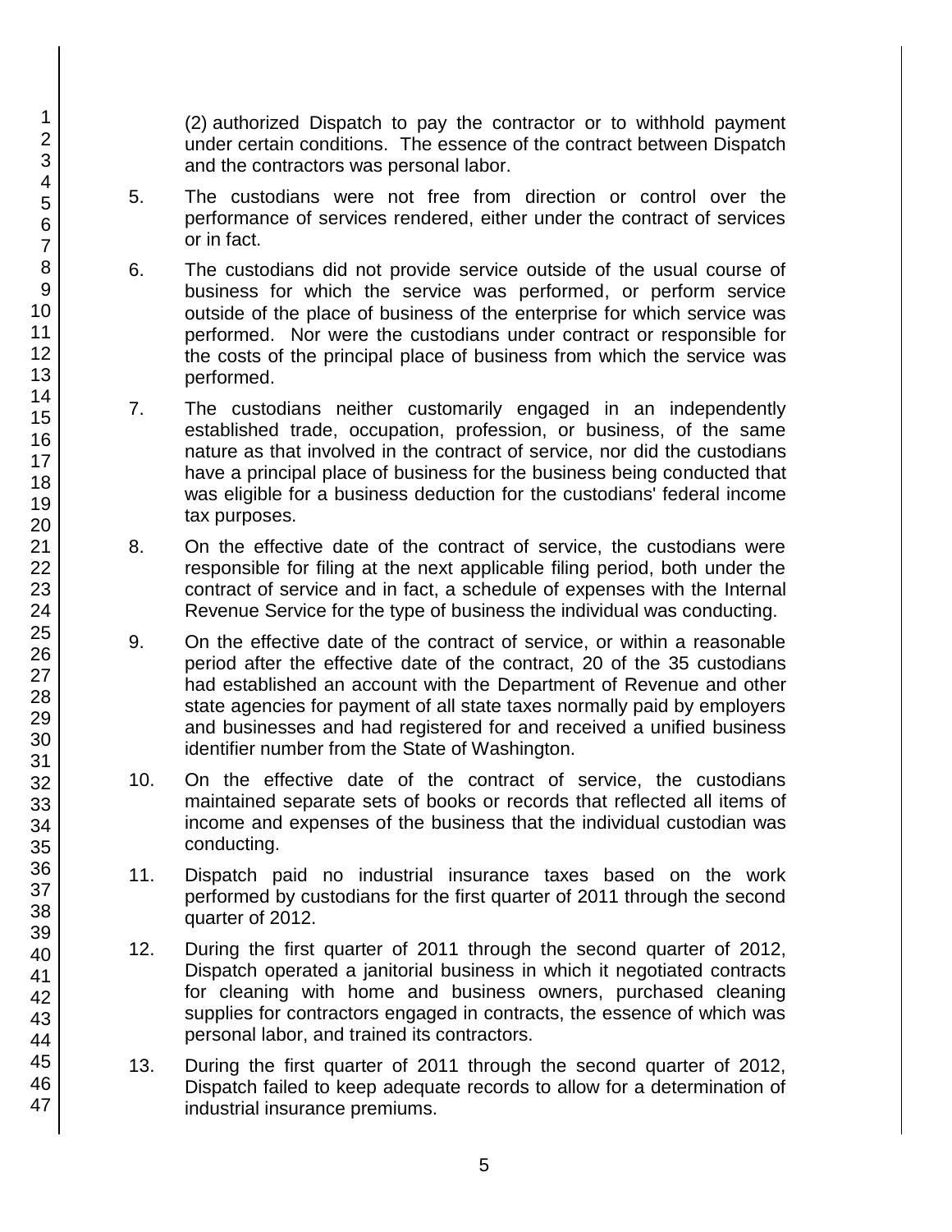(2) authorized Dispatch to pay the contractor or to withhold payment under certain conditions. The essence of the contract between Dispatch and the contractors was personal labor.

5. The custodians were not free from direction or control over the performance of services rendered, either under the contract of services or in fact.

6. The custodians did not provide service outside of the usual course of business for which the service was performed, or perform service outside of the place of business of the enterprise for which service was performed. Nor were the custodians under contract or responsible for the costs of the principal place of business from which the service was performed.

7. The custodians neither customarily engaged in an independently established trade, occupation, profession, or business, of the same nature as that involved in the contract of service, nor did the custodians have a principal place of business for the business being conducted that was eligible for a business deduction for the custodians' federal income tax purposes.

8. On the effective date of the contract of service, the custodians were responsible for filing at the next applicable filing period, both under the contract of service and in fact, a schedule of expenses with the Internal Revenue Service for the type of business the individual was conducting.

9. On the effective date of the contract of service, or within a reasonable period after the effective date of the contract, 20 of the 35 custodians had established an account with the Department of Revenue and other state agencies for payment of all state taxes normally paid by employers and businesses and had registered for and received a unified business identifier number from the State of Washington.

10. On the effective date of the contract of service, the custodians maintained separate sets of books or records that reflected all items of income and expenses of the business that the individual custodian was conducting.

11. Dispatch paid no industrial insurance taxes based on the work performed by custodians for the first quarter of 2011 through the second quarter of 2012.

12. During the first quarter of 2011 through the second quarter of 2012, Dispatch operated a janitorial business in which it negotiated contracts for cleaning with home and business owners, purchased cleaning supplies for contractors engaged in contracts, the essence of which was personal labor, and trained its contractors.

13. During the first quarter of 2011 through the second quarter of 2012, Dispatch failed to keep adequate records to allow for a determination of industrial insurance premiums.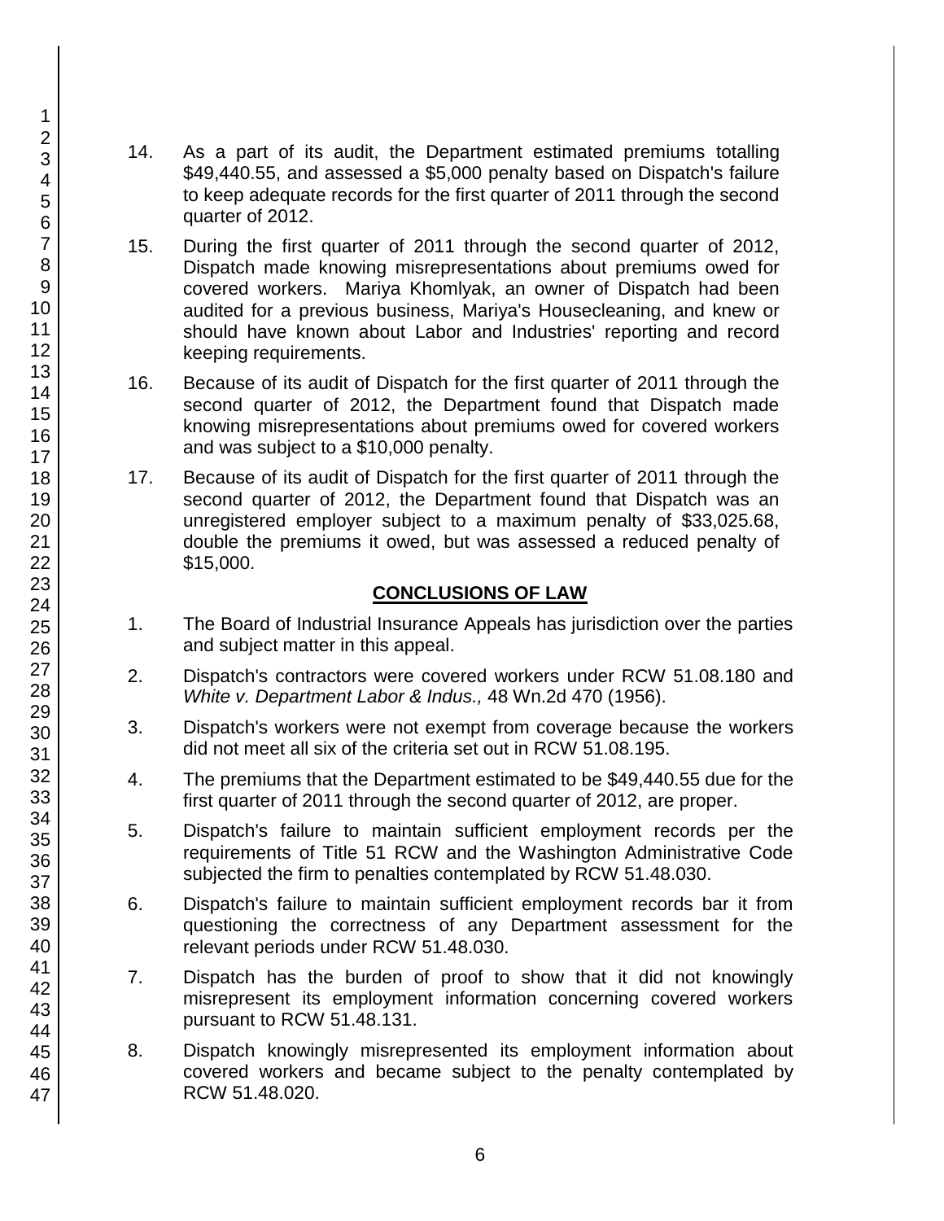14. As a part of its audit, the Department estimated premiums totalling $49,440.55, and assessed a $5,000 penalty based on Dispatch's failure to keep adequate records for the first quarter of 2011 through the second quarter of 2012.

15. During the first quarter of 2011 through the second quarter of 2012, Dispatch made knowing misrepresentations about premiums owed for covered workers. Mariya Khomlyak, an owner of Dispatch had been audited for a previous business, Mariya's Housecleaning, and knew or should have known about Labor and Industries' reporting and record keeping requirements.

16. Because of its audit of Dispatch for the first quarter of 2011 through the second quarter of 2012, the Department found that Dispatch made knowing misrepresentations about premiums owed for covered workers and was subject to a $10,000 penalty.

17. Because of its audit of Dispatch for the first quarter of 2011 through the second quarter of 2012, the Department found that Dispatch was an unregistered employer subject to a maximum penalty of $33,025.68, double the premiums it owed, but was assessed a reduced penalty of $15,000.

## CONCLUSIONS OF LAW

1. The Board of Industrial Insurance Appeals has jurisdiction over the parties and subject matter in this appeal.

2. Dispatch's contractors were covered workers under RCW 51.08.180 and *White v. Department Labor & Indus.,* 48 Wn.2d 470 (1956).

3. Dispatch's workers were not exempt from coverage because the workers did not meet all six of the criteria set out in RCW 51.08.195.

4. The premiums that the Department estimated to be $49,440.55 due for the first quarter of 2011 through the second quarter of 2012, are proper.

5. Dispatch's failure to maintain sufficient employment records per the requirements of Title 51 RCW and the Washington Administrative Code subjected the firm to penalties contemplated by RCW 51.48.030.

6. Dispatch's failure to maintain sufficient employment records bar it from questioning the correctness of any Department assessment for the relevant periods under RCW 51.48.030.

7. Dispatch has the burden of proof to show that it did not knowingly misrepresent its employment information concerning covered workers pursuant to RCW 51.48.131.

8. Dispatch knowingly misrepresented its employment information about covered workers and became subject to the penalty contemplated by RCW 51.48.020.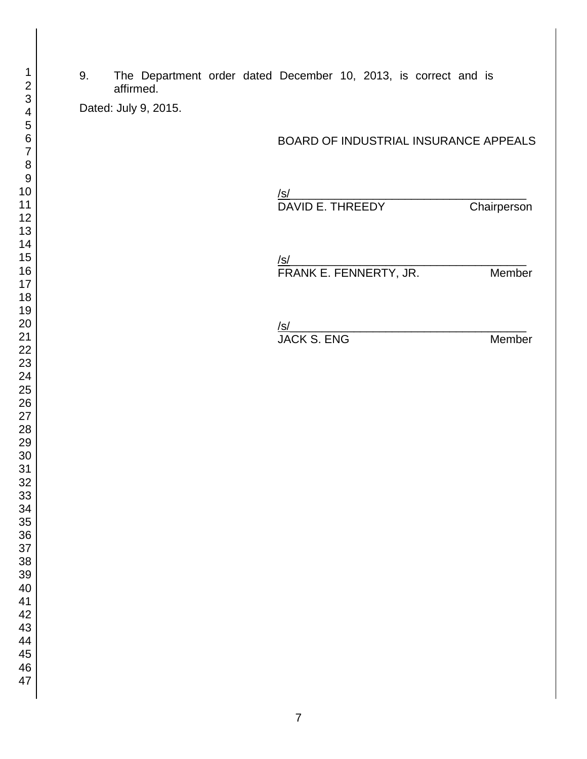9. The Department order dated December 10, 2013, is correct and is affirmed.

Dated: July 9, 2015.

BOARD OF INDUSTRIAL INSURANCE APPEALS

/s/
DAVID E. THREEDY Chairperson

/s/
FRANK E. FENNERTY, JR. Member

/s/
JACK S. ENG Member